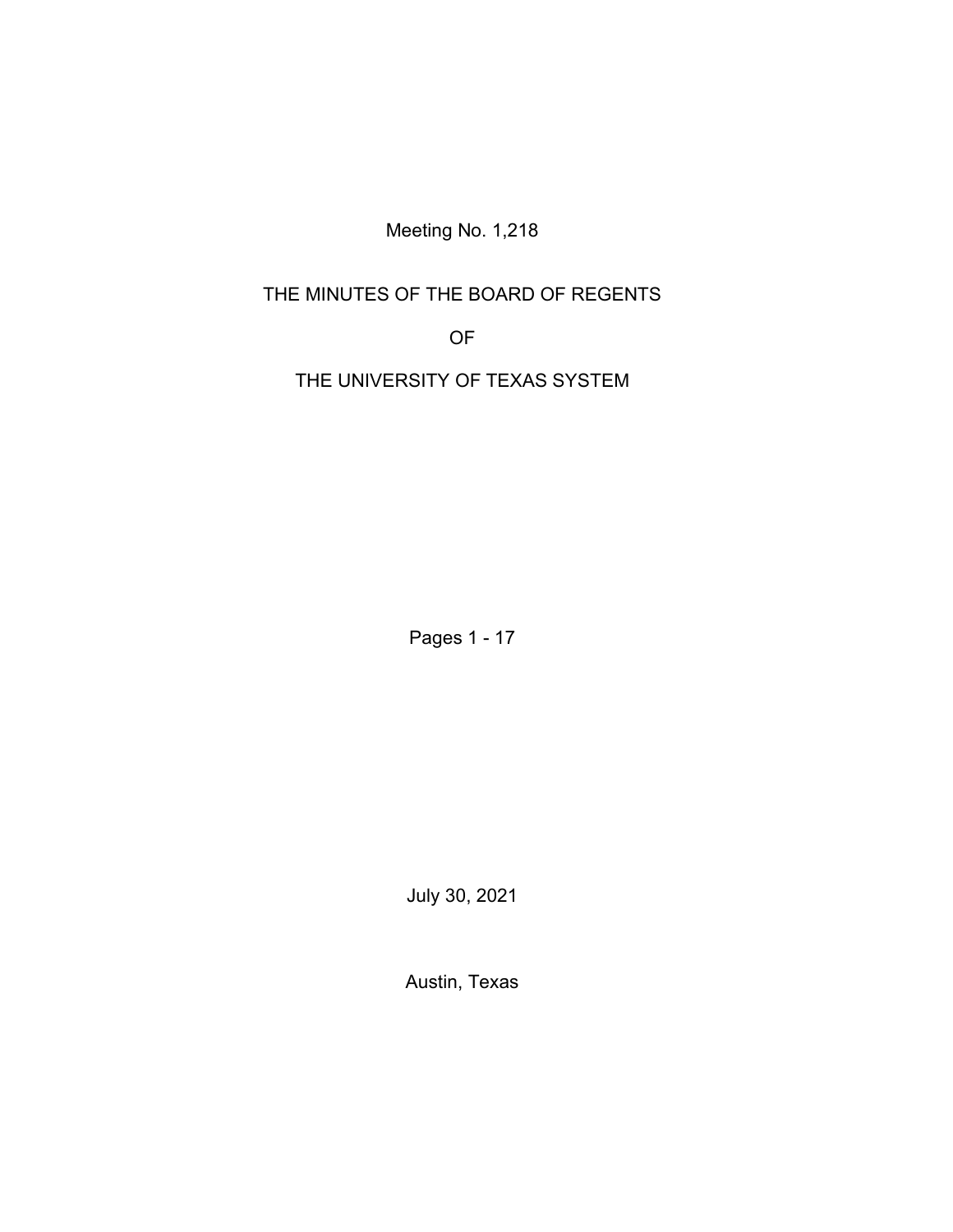Meeting No. 1,218

# THE MINUTES OF THE BOARD OF REGENTS

# OF

# THE UNIVERSITY OF TEXAS SYSTEM

Pages 1 - 17

July 30, 2021

Austin, Texas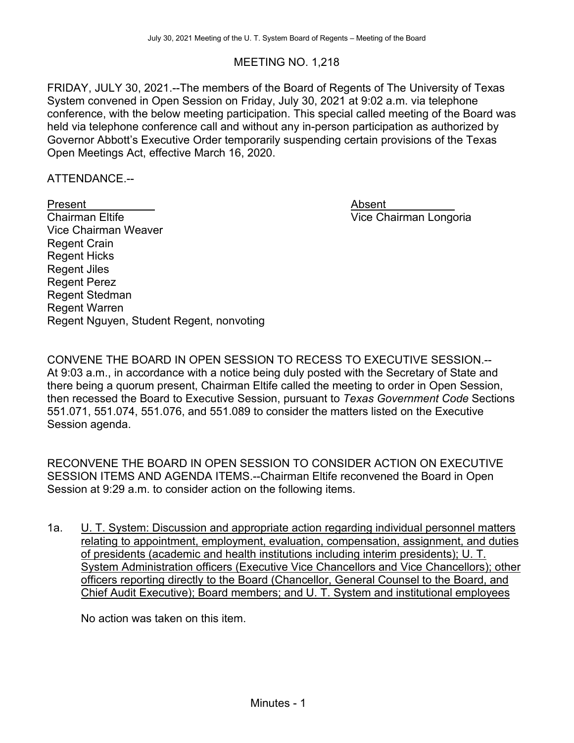## MEETING NO. 1,218

FRIDAY, JULY 30, 2021.--The members of the Board of Regents of The University of Texas System convened in Open Session on Friday, July 30, 2021 at 9:02 a.m. via telephone conference, with the below meeting participation. This special called meeting of the Board was held via telephone conference call and without any in-person participation as authorized by Governor Abbott's Executive Order temporarily suspending certain provisions of the Texas Open Meetings Act, effective March 16, 2020.

ATTENDANCE.--

| Present | Absent |
|---|---|
| Chairman Eltife | Vice Chairman Longoria |
| Vice Chairman Weaver | |
| Regent Crain | |
| Regent Hicks | |
| Regent Jiles | |
| Regent Perez | |
| Regent Stedman | |
| Regent Warren | |
| Regent Nguyen, Student Regent, nonvoting | |

CONVENE THE BOARD IN OPEN SESSION TO RECESS TO EXECUTIVE SESSION.--At 9:03 a.m., in accordance with a notice being duly posted with the Secretary of State and there being a quorum present, Chairman Eltife called the meeting to order in Open Session, then recessed the Board to Executive Session, pursuant to *Texas Government Code* Sections 551.071, 551.074, 551.076, and 551.089 to consider the matters listed on the Executive Session agenda.

RECONVENE THE BOARD IN OPEN SESSION TO CONSIDER ACTION ON EXECUTIVE SESSION ITEMS AND AGENDA ITEMS.--Chairman Eltife reconvened the Board in Open Session at 9:29 a.m. to consider action on the following items.

1a. U. T. System: Discussion and appropriate action regarding individual personnel matters relating to appointment, employment, evaluation, compensation, assignment, and duties of presidents (academic and health institutions including interim presidents); U. T. System Administration officers (Executive Vice Chancellors and Vice Chancellors); other officers reporting directly to the Board (Chancellor, General Counsel to the Board, and Chief Audit Executive); Board members; and U. T. System and institutional employees

No action was taken on this item.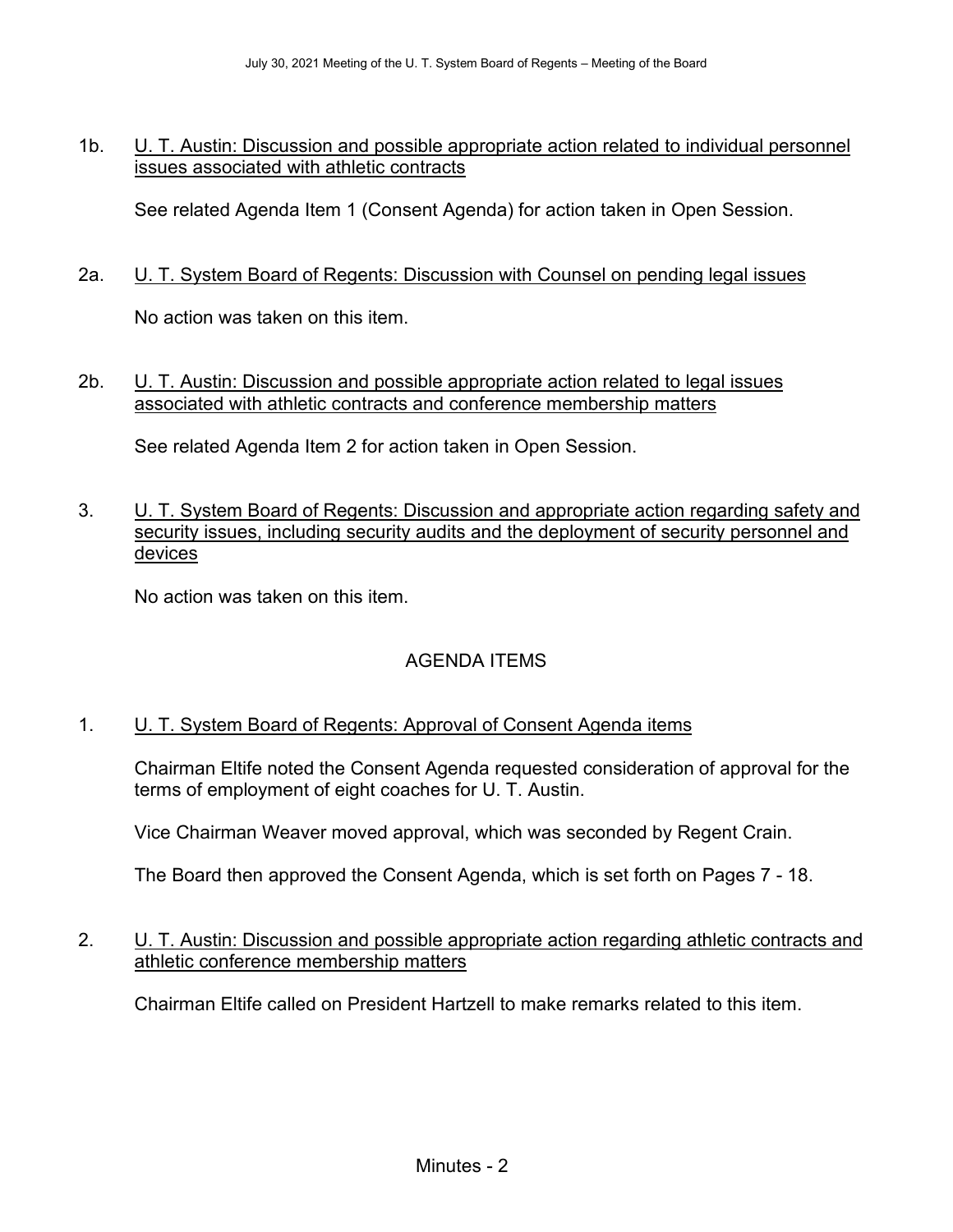1b. U. T. Austin: Discussion and possible appropriate action related to individual personnel issues associated with athletic contracts

See related Agenda Item 1 (Consent Agenda) for action taken in Open Session.

2a. U. T. System Board of Regents: Discussion with Counsel on pending legal issues

No action was taken on this item.

2b. U. T. Austin: Discussion and possible appropriate action related to legal issues associated with athletic contracts and conference membership matters

See related Agenda Item 2 for action taken in Open Session.

3. U. T. System Board of Regents: Discussion and appropriate action regarding safety and security issues, including security audits and the deployment of security personnel and devices

No action was taken on this item.

## AGENDA ITEMS

1. U. T. System Board of Regents: Approval of Consent Agenda items

Chairman Eltife noted the Consent Agenda requested consideration of approval for the terms of employment of eight coaches for U. T. Austin.

Vice Chairman Weaver moved approval, which was seconded by Regent Crain.

The Board then approved the Consent Agenda, which is set forth on Pages 7 - 18.

2. U. T. Austin: Discussion and possible appropriate action regarding athletic contracts and athletic conference membership matters

Chairman Eltife called on President Hartzell to make remarks related to this item.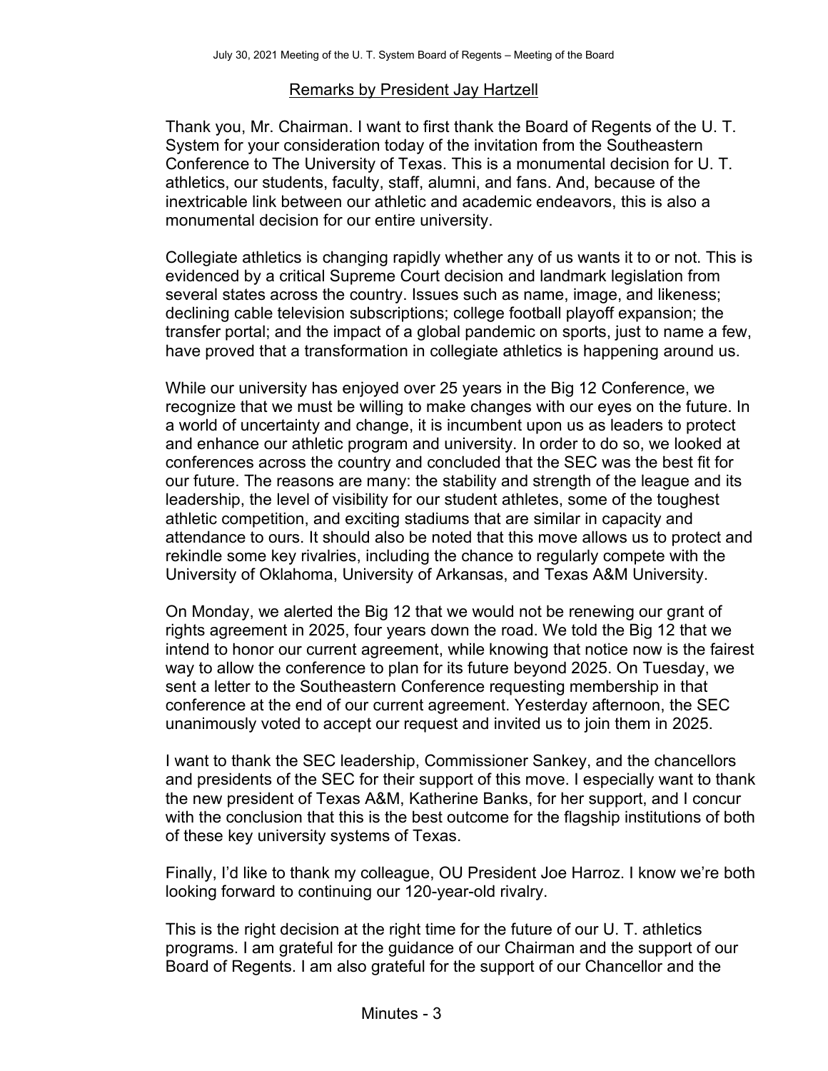## Remarks by President Jay Hartzell

Thank you, Mr. Chairman. I want to first thank the Board of Regents of the U. T. System for your consideration today of the invitation from the Southeastern Conference to The University of Texas. This is a monumental decision for U. T. athletics, our students, faculty, staff, alumni, and fans. And, because of the inextricable link between our athletic and academic endeavors, this is also a monumental decision for our entire university.

Collegiate athletics is changing rapidly whether any of us wants it to or not. This is evidenced by a critical Supreme Court decision and landmark legislation from several states across the country. Issues such as name, image, and likeness; declining cable television subscriptions; college football playoff expansion; the transfer portal; and the impact of a global pandemic on sports, just to name a few, have proved that a transformation in collegiate athletics is happening around us.

While our university has enjoyed over 25 years in the Big 12 Conference, we recognize that we must be willing to make changes with our eyes on the future. In a world of uncertainty and change, it is incumbent upon us as leaders to protect and enhance our athletic program and university. In order to do so, we looked at conferences across the country and concluded that the SEC was the best fit for our future. The reasons are many: the stability and strength of the league and its leadership, the level of visibility for our student athletes, some of the toughest athletic competition, and exciting stadiums that are similar in capacity and attendance to ours. It should also be noted that this move allows us to protect and rekindle some key rivalries, including the chance to regularly compete with the University of Oklahoma, University of Arkansas, and Texas A&M University.

On Monday, we alerted the Big 12 that we would not be renewing our grant of rights agreement in 2025, four years down the road. We told the Big 12 that we intend to honor our current agreement, while knowing that notice now is the fairest way to allow the conference to plan for its future beyond 2025. On Tuesday, we sent a letter to the Southeastern Conference requesting membership in that conference at the end of our current agreement. Yesterday afternoon, the SEC unanimously voted to accept our request and invited us to join them in 2025.

I want to thank the SEC leadership, Commissioner Sankey, and the chancellors and presidents of the SEC for their support of this move. I especially want to thank the new president of Texas A&M, Katherine Banks, for her support, and I concur with the conclusion that this is the best outcome for the flagship institutions of both of these key university systems of Texas.

Finally, I'd like to thank my colleague, OU President Joe Harroz. I know we're both looking forward to continuing our 120-year-old rivalry.

This is the right decision at the right time for the future of our U. T. athletics programs. I am grateful for the guidance of our Chairman and the support of our Board of Regents. I am also grateful for the support of our Chancellor and the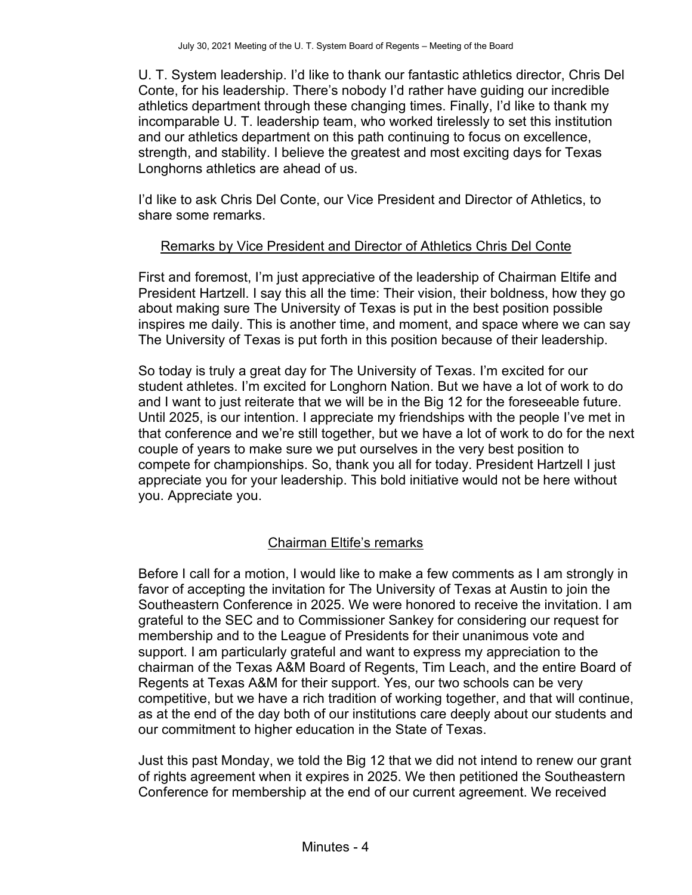U. T. System leadership. I'd like to thank our fantastic athletics director, Chris Del Conte, for his leadership. There's nobody I'd rather have guiding our incredible athletics department through these changing times. Finally, I'd like to thank my incomparable U. T. leadership team, who worked tirelessly to set this institution and our athletics department on this path continuing to focus on excellence, strength, and stability. I believe the greatest and most exciting days for Texas Longhorns athletics are ahead of us.

I'd like to ask Chris Del Conte, our Vice President and Director of Athletics, to share some remarks.

Remarks by Vice President and Director of Athletics Chris Del Conte

First and foremost, I'm just appreciative of the leadership of Chairman Eltife and President Hartzell. I say this all the time: Their vision, their boldness, how they go about making sure The University of Texas is put in the best position possible inspires me daily. This is another time, and moment, and space where we can say The University of Texas is put forth in this position because of their leadership.

So today is truly a great day for The University of Texas. I'm excited for our student athletes. I'm excited for Longhorn Nation. But we have a lot of work to do and I want to just reiterate that we will be in the Big 12 for the foreseeable future. Until 2025, is our intention. I appreciate my friendships with the people I've met in that conference and we're still together, but we have a lot of work to do for the next couple of years to make sure we put ourselves in the very best position to compete for championships. So, thank you all for today. President Hartzell I just appreciate you for your leadership. This bold initiative would not be here without you. Appreciate you.

Chairman Eltife's remarks

Before I call for a motion, I would like to make a few comments as I am strongly in favor of accepting the invitation for The University of Texas at Austin to join the Southeastern Conference in 2025. We were honored to receive the invitation. I am grateful to the SEC and to Commissioner Sankey for considering our request for membership and to the League of Presidents for their unanimous vote and support. I am particularly grateful and want to express my appreciation to the chairman of the Texas A&M Board of Regents, Tim Leach, and the entire Board of Regents at Texas A&M for their support. Yes, our two schools can be very competitive, but we have a rich tradition of working together, and that will continue, as at the end of the day both of our institutions care deeply about our students and our commitment to higher education in the State of Texas.

Just this past Monday, we told the Big 12 that we did not intend to renew our grant of rights agreement when it expires in 2025. We then petitioned the Southeastern Conference for membership at the end of our current agreement. We received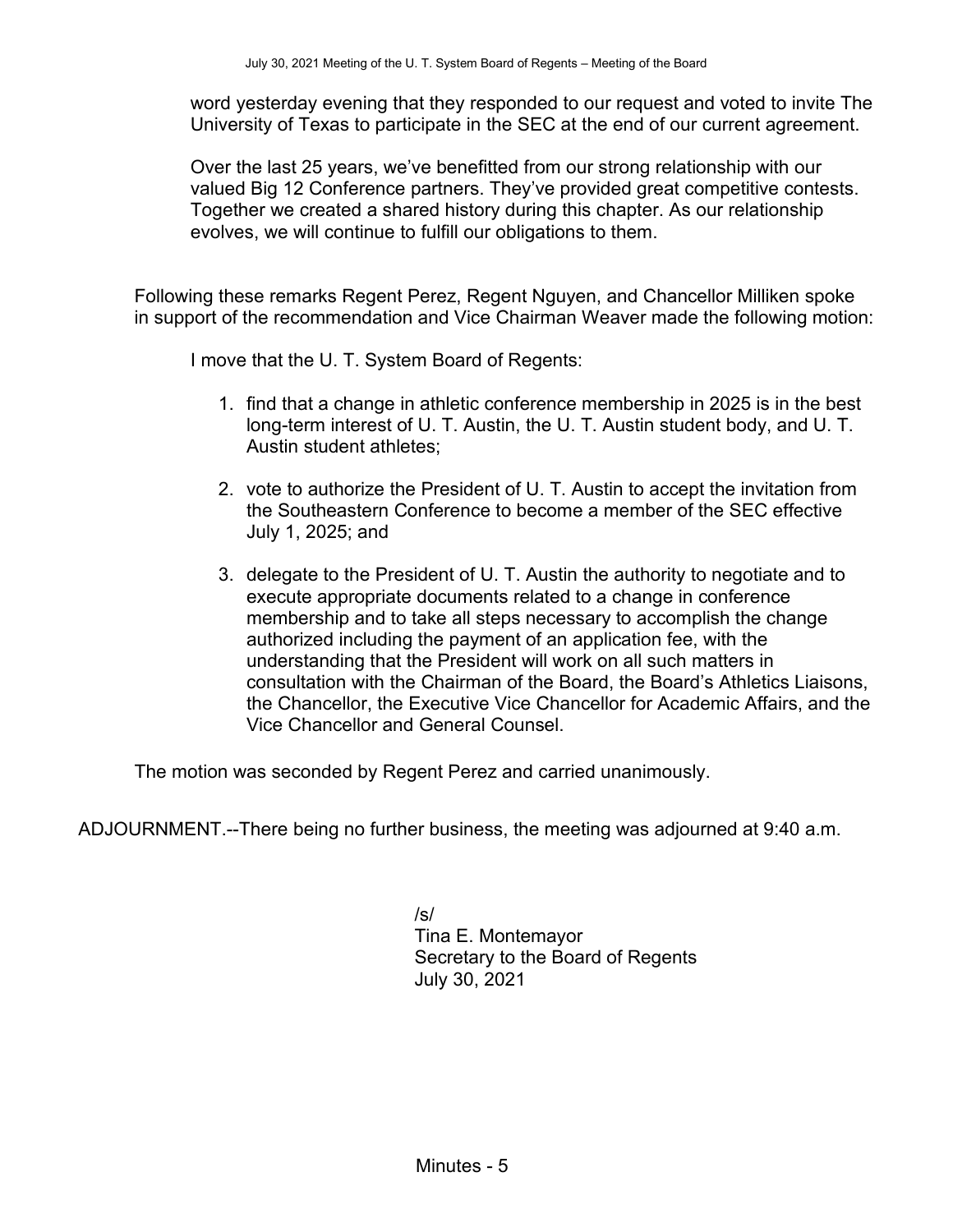word yesterday evening that they responded to our request and voted to invite The University of Texas to participate in the SEC at the end of our current agreement.

Over the last 25 years, we've benefitted from our strong relationship with our valued Big 12 Conference partners. They've provided great competitive contests. Together we created a shared history during this chapter. As our relationship evolves, we will continue to fulfill our obligations to them.

Following these remarks Regent Perez, Regent Nguyen, and Chancellor Milliken spoke in support of the recommendation and Vice Chairman Weaver made the following motion:

I move that the U. T. System Board of Regents:

1. find that a change in athletic conference membership in 2025 is in the best long-term interest of U. T. Austin, the U. T. Austin student body, and U. T. Austin student athletes;
2. vote to authorize the President of U. T. Austin to accept the invitation from the Southeastern Conference to become a member of the SEC effective July 1, 2025; and
3. delegate to the President of U. T. Austin the authority to negotiate and to execute appropriate documents related to a change in conference membership and to take all steps necessary to accomplish the change authorized including the payment of an application fee, with the understanding that the President will work on all such matters in consultation with the Chairman of the Board, the Board's Athletics Liaisons, the Chancellor, the Executive Vice Chancellor for Academic Affairs, and the Vice Chancellor and General Counsel.

The motion was seconded by Regent Perez and carried unanimously.

ADJOURNMENT.--There being no further business, the meeting was adjourned at 9:40 a.m.

/s/  
Tina E. Montemayor  
Secretary to the Board of Regents  
July 30, 2021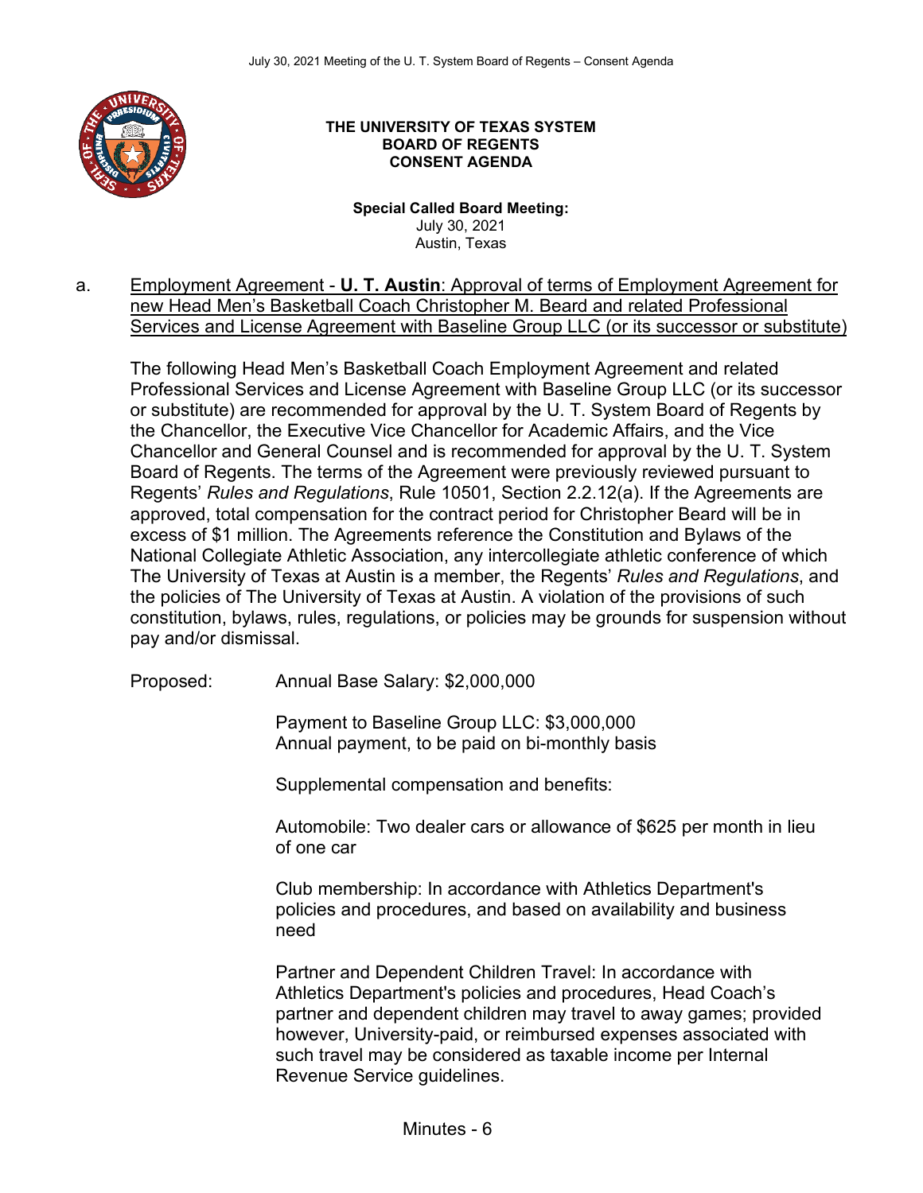**THE UNIVERSITY OF TEXAS SYSTEM**
**BOARD OF REGENTS**
**CONSENT AGENDA**

**Special Called Board Meeting:**
July 30, 2021
Austin, Texas

a. Employment Agreement - **U. T. Austin**: Approval of terms of Employment Agreement for new Head Men's Basketball Coach Christopher M. Beard and related Professional Services and License Agreement with Baseline Group LLC (or its successor or substitute)

The following Head Men's Basketball Coach Employment Agreement and related Professional Services and License Agreement with Baseline Group LLC (or its successor or substitute) are recommended for approval by the U. T. System Board of Regents by the Chancellor, the Executive Vice Chancellor for Academic Affairs, and the Vice Chancellor and General Counsel and is recommended for approval by the U. T. System Board of Regents. The terms of the Agreement were previously reviewed pursuant to Regents' *Rules and Regulations*, Rule 10501, Section 2.2.12(a). If the Agreements are approved, total compensation for the contract period for Christopher Beard will be in excess of $1 million. The Agreements reference the Constitution and Bylaws of the National Collegiate Athletic Association, any intercollegiate athletic conference of which The University of Texas at Austin is a member, the Regents' *Rules and Regulations*, and the policies of The University of Texas at Austin. A violation of the provisions of such constitution, bylaws, rules, regulations, or policies may be grounds for suspension without pay and/or dismissal.

Proposed: Annual Base Salary: $2,000,000

Payment to Baseline Group LLC: $3,000,000
Annual payment, to be paid on bi-monthly basis

Supplemental compensation and benefits:

Automobile: Two dealer cars or allowance of $625 per month in lieu of one car

Club membership: In accordance with Athletics Department's policies and procedures, and based on availability and business need

Partner and Dependent Children Travel: In accordance with Athletics Department's policies and procedures, Head Coach's partner and dependent children may travel to away games; provided however, University-paid, or reimbursed expenses associated with such travel may be considered as taxable income per Internal Revenue Service guidelines.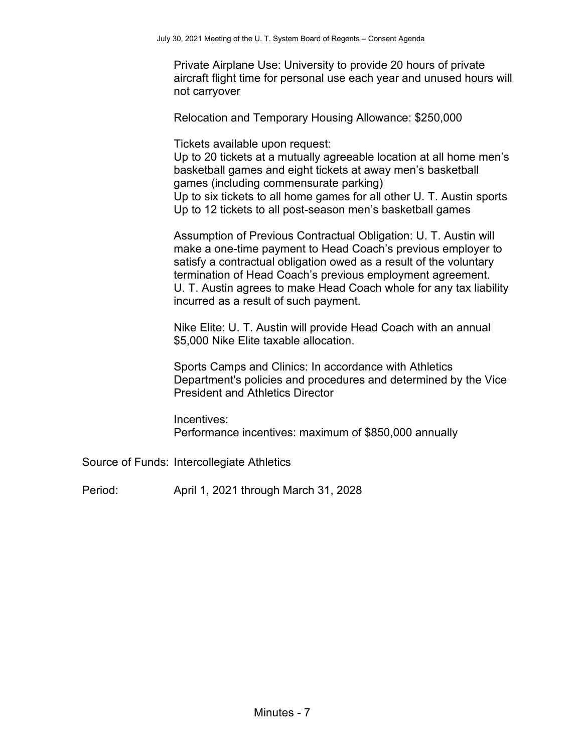Private Airplane Use: University to provide 20 hours of private aircraft flight time for personal use each year and unused hours will not carryover

Relocation and Temporary Housing Allowance: $250,000

Tickets available upon request:
Up to 20 tickets at a mutually agreeable location at all home men's basketball games and eight tickets at away men's basketball games (including commensurate parking)
Up to six tickets to all home games for all other U. T. Austin sports
Up to 12 tickets to all post-season men's basketball games

Assumption of Previous Contractual Obligation: U. T. Austin will make a one-time payment to Head Coach's previous employer to satisfy a contractual obligation owed as a result of the voluntary termination of Head Coach's previous employment agreement. U. T. Austin agrees to make Head Coach whole for any tax liability incurred as a result of such payment.

Nike Elite: U. T. Austin will provide Head Coach with an annual $5,000 Nike Elite taxable allocation.

Sports Camps and Clinics: In accordance with Athletics Department's policies and procedures and determined by the Vice President and Athletics Director

Incentives:
Performance incentives: maximum of $850,000 annually

Source of Funds: Intercollegiate Athletics

Period: April 1, 2021 through March 31, 2028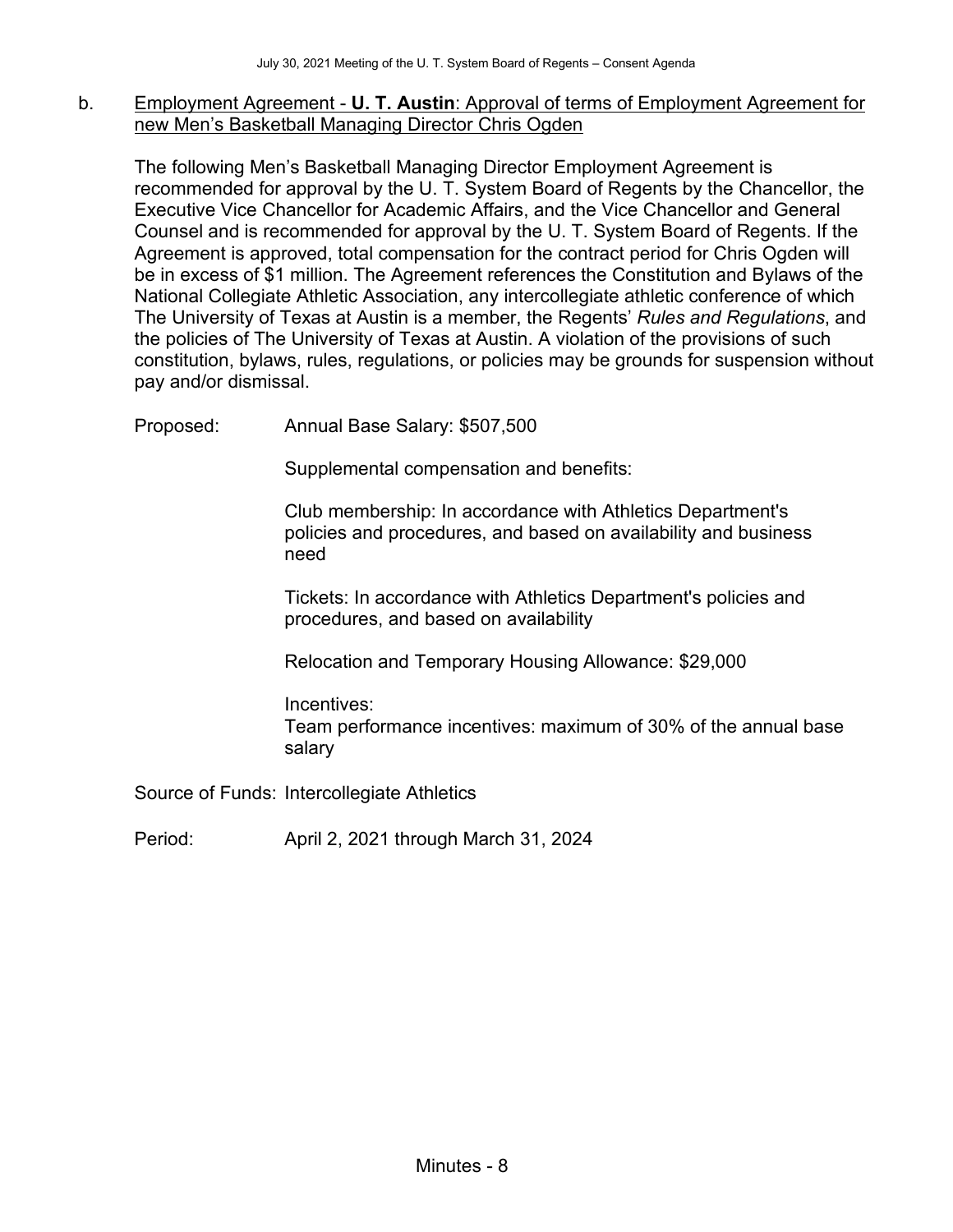b. Employment Agreement - **U. T. Austin**: Approval of terms of Employment Agreement for new Men's Basketball Managing Director Chris Ogden

The following Men's Basketball Managing Director Employment Agreement is recommended for approval by the U. T. System Board of Regents by the Chancellor, the Executive Vice Chancellor for Academic Affairs, and the Vice Chancellor and General Counsel and is recommended for approval by the U. T. System Board of Regents. If the Agreement is approved, total compensation for the contract period for Chris Ogden will be in excess of $1 million. The Agreement references the Constitution and Bylaws of the National Collegiate Athletic Association, any intercollegiate athletic conference of which The University of Texas at Austin is a member, the Regents' *Rules and Regulations*, and the policies of The University of Texas at Austin. A violation of the provisions of such constitution, bylaws, rules, regulations, or policies may be grounds for suspension without pay and/or dismissal.

Proposed: Annual Base Salary: $507,500

Supplemental compensation and benefits:

Club membership: In accordance with Athletics Department's policies and procedures, and based on availability and business need

Tickets: In accordance with Athletics Department's policies and procedures, and based on availability

Relocation and Temporary Housing Allowance: $29,000

Incentives:
Team performance incentives: maximum of 30% of the annual base salary

Source of Funds: Intercollegiate Athletics

Period: April 2, 2021 through March 31, 2024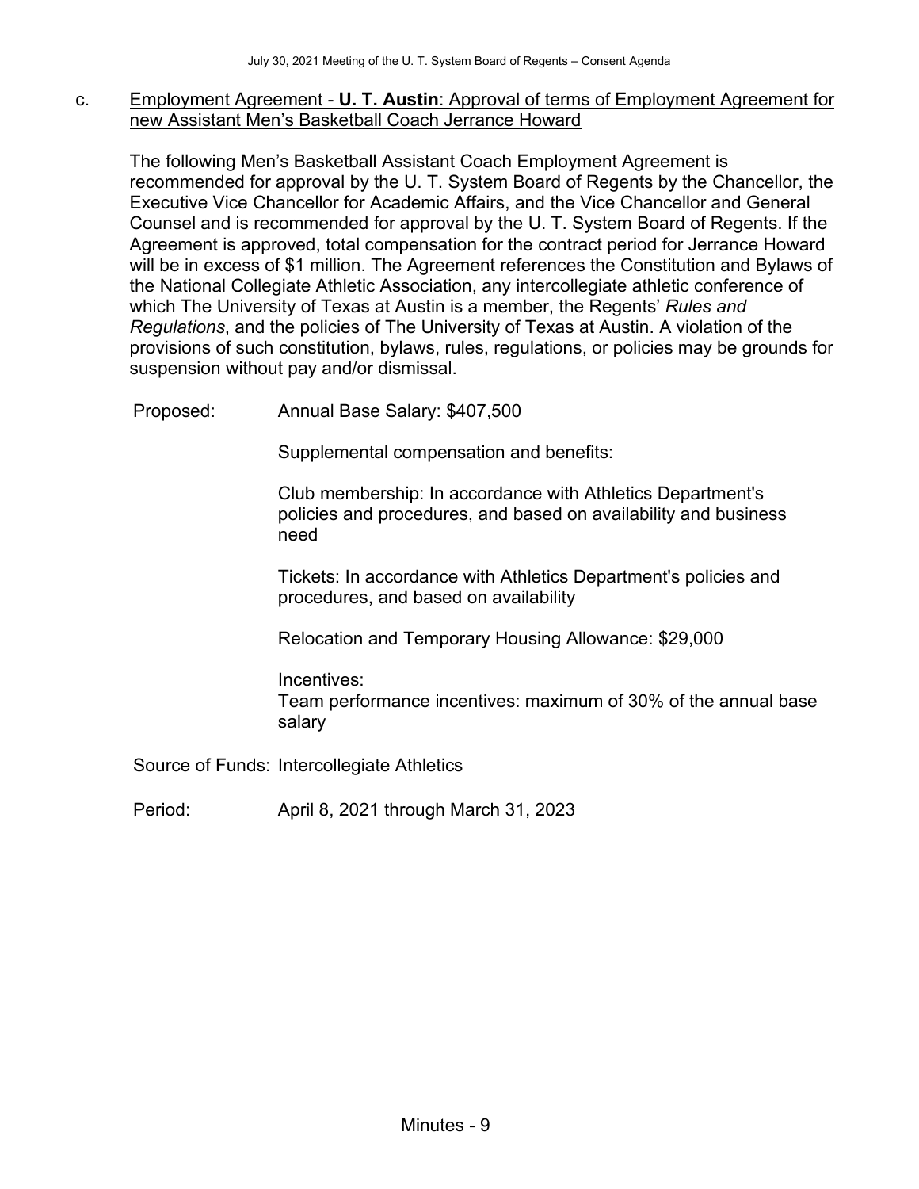c. <u>Employment Agreement - **U. T. Austin**: Approval of terms of Employment Agreement for new Assistant Men's Basketball Coach Jerrance Howard</u>

The following Men's Basketball Assistant Coach Employment Agreement is recommended for approval by the U. T. System Board of Regents by the Chancellor, the Executive Vice Chancellor for Academic Affairs, and the Vice Chancellor and General Counsel and is recommended for approval by the U. T. System Board of Regents. If the Agreement is approved, total compensation for the contract period for Jerrance Howard will be in excess of $1 million. The Agreement references the Constitution and Bylaws of the National Collegiate Athletic Association, any intercollegiate athletic conference of which The University of Texas at Austin is a member, the Regents' *Rules and Regulations*, and the policies of The University of Texas at Austin. A violation of the provisions of such constitution, bylaws, rules, regulations, or policies may be grounds for suspension without pay and/or dismissal.

Proposed: Annual Base Salary: $407,500

Supplemental compensation and benefits:

Club membership: In accordance with Athletics Department's policies and procedures, and based on availability and business need

Tickets: In accordance with Athletics Department's policies and procedures, and based on availability

Relocation and Temporary Housing Allowance: $29,000

Incentives:
Team performance incentives: maximum of 30% of the annual base salary

Source of Funds: Intercollegiate Athletics

Period: April 8, 2021 through March 31, 2023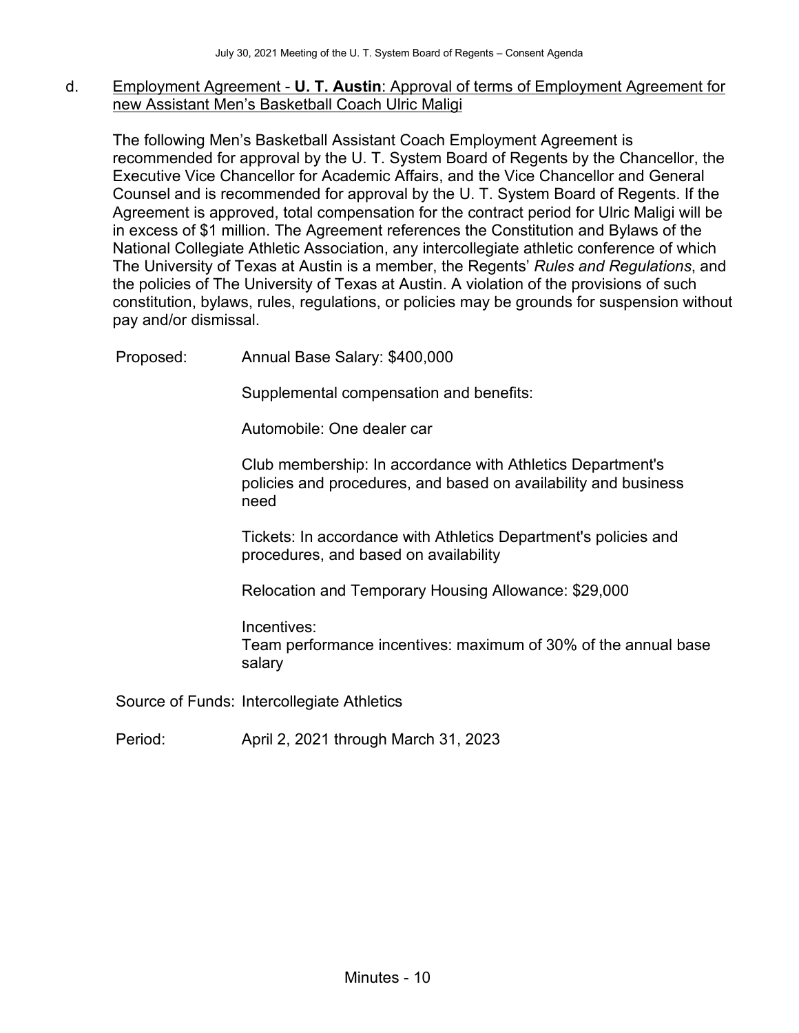d. <u>Employment Agreement - **U. T. Austin**: Approval of terms of Employment Agreement for new Assistant Men's Basketball Coach Ulric Maligi</u>

The following Men's Basketball Assistant Coach Employment Agreement is recommended for approval by the U. T. System Board of Regents by the Chancellor, the Executive Vice Chancellor for Academic Affairs, and the Vice Chancellor and General Counsel and is recommended for approval by the U. T. System Board of Regents. If the Agreement is approved, total compensation for the contract period for Ulric Maligi will be in excess of $1 million. The Agreement references the Constitution and Bylaws of the National Collegiate Athletic Association, any intercollegiate athletic conference of which The University of Texas at Austin is a member, the Regents' *Rules and Regulations*, and the policies of The University of Texas at Austin. A violation of the provisions of such constitution, bylaws, rules, regulations, or policies may be grounds for suspension without pay and/or dismissal.

Proposed: Annual Base Salary: $400,000

Supplemental compensation and benefits:

Automobile: One dealer car

Club membership: In accordance with Athletics Department's policies and procedures, and based on availability and business need

Tickets: In accordance with Athletics Department's policies and procedures, and based on availability

Relocation and Temporary Housing Allowance: $29,000

Incentives:
Team performance incentives: maximum of 30% of the annual base salary

Source of Funds: Intercollegiate Athletics

Period: April 2, 2021 through March 31, 2023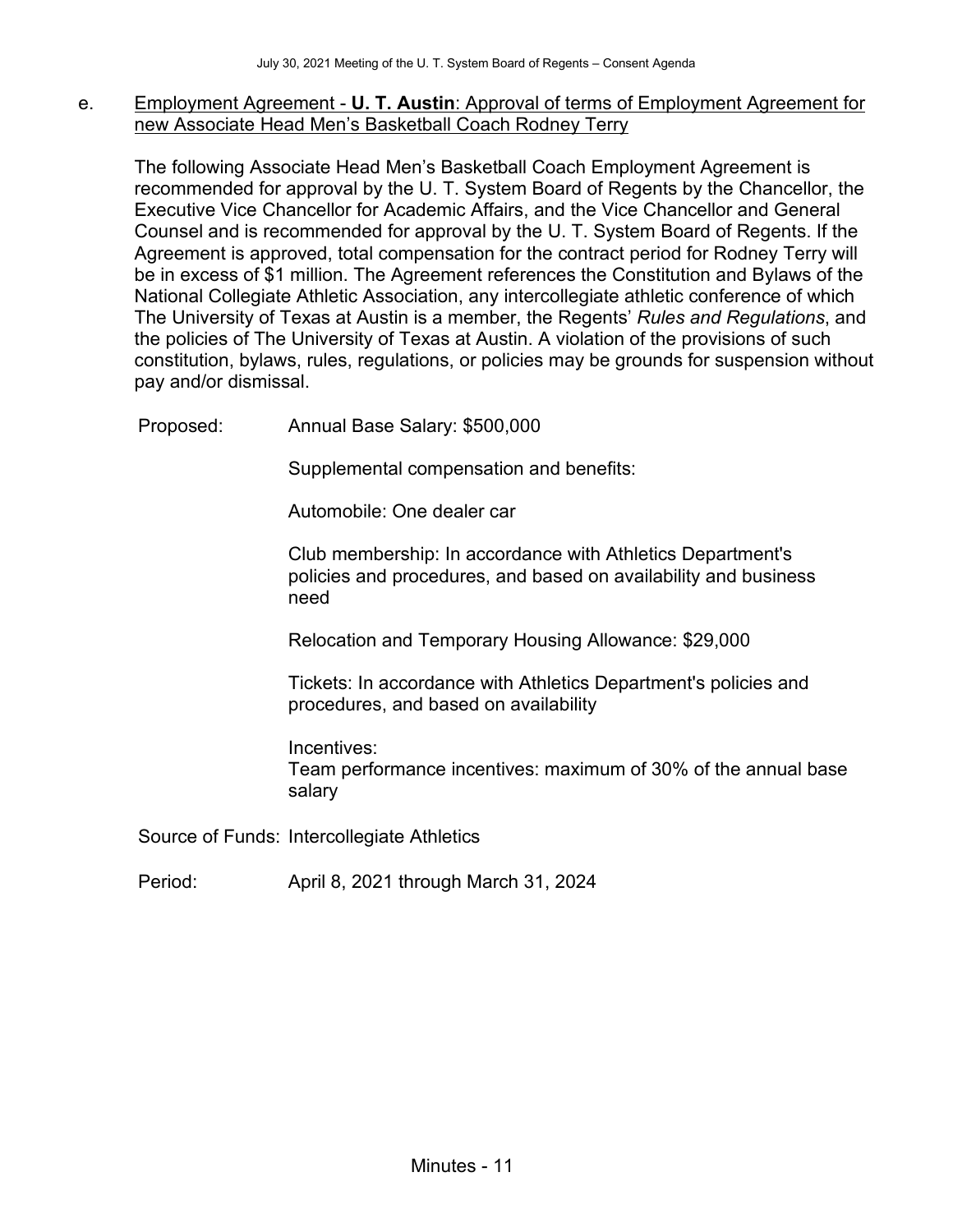e. Employment Agreement - **U. T. Austin**: Approval of terms of Employment Agreement for new Associate Head Men's Basketball Coach Rodney Terry

The following Associate Head Men's Basketball Coach Employment Agreement is recommended for approval by the U. T. System Board of Regents by the Chancellor, the Executive Vice Chancellor for Academic Affairs, and the Vice Chancellor and General Counsel and is recommended for approval by the U. T. System Board of Regents. If the Agreement is approved, total compensation for the contract period for Rodney Terry will be in excess of $1 million. The Agreement references the Constitution and Bylaws of the National Collegiate Athletic Association, any intercollegiate athletic conference of which The University of Texas at Austin is a member, the Regents' *Rules and Regulations*, and the policies of The University of Texas at Austin. A violation of the provisions of such constitution, bylaws, rules, regulations, or policies may be grounds for suspension without pay and/or dismissal.

Proposed: Annual Base Salary: $500,000

Supplemental compensation and benefits:

Automobile: One dealer car

Club membership: In accordance with Athletics Department's policies and procedures, and based on availability and business need

Relocation and Temporary Housing Allowance: $29,000

Tickets: In accordance with Athletics Department's policies and procedures, and based on availability

Incentives:
Team performance incentives: maximum of 30% of the annual base salary

Source of Funds: Intercollegiate Athletics

Period: April 8, 2021 through March 31, 2024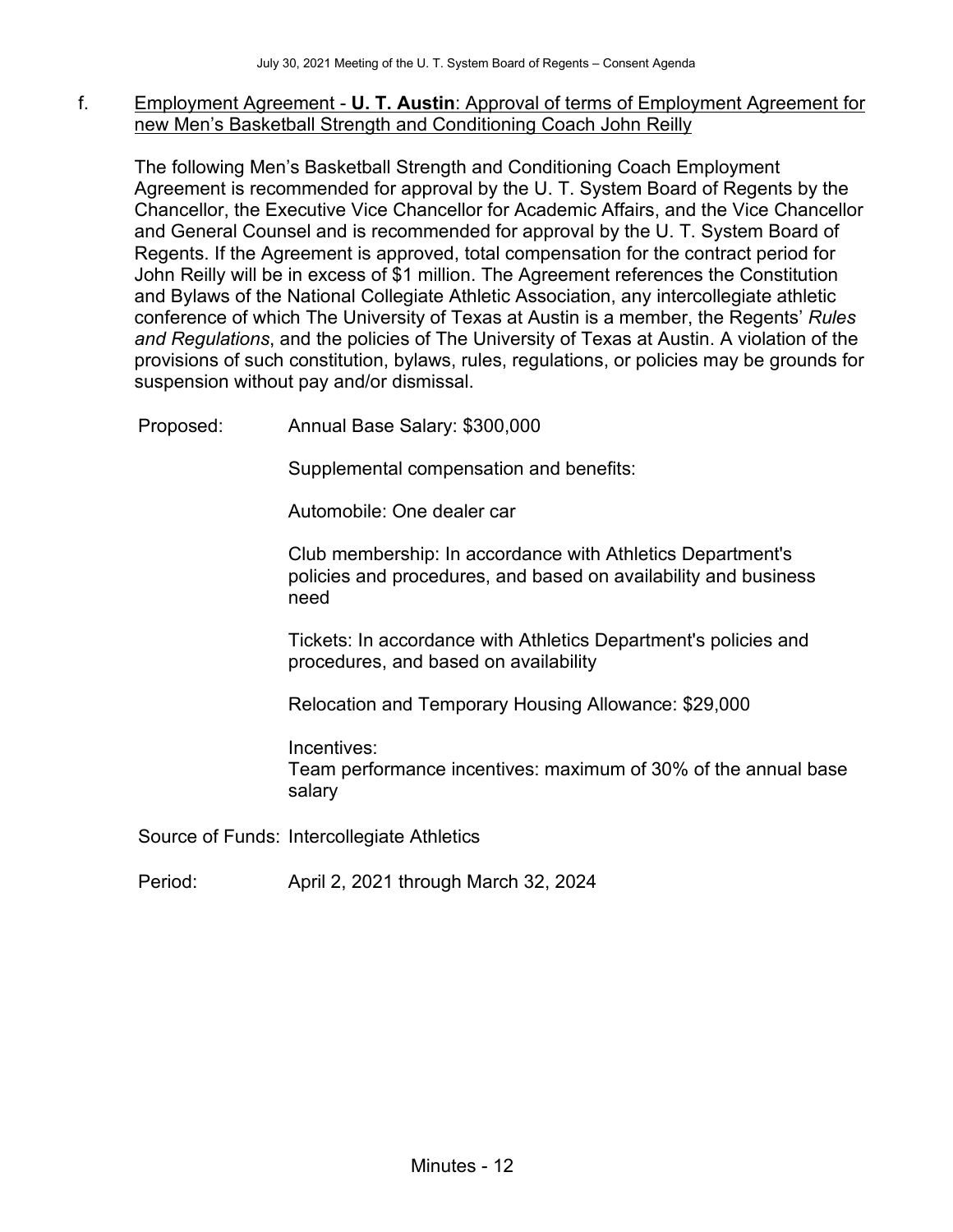f. Employment Agreement - **U. T. Austin**: Approval of terms of Employment Agreement for new Men's Basketball Strength and Conditioning Coach John Reilly

The following Men's Basketball Strength and Conditioning Coach Employment Agreement is recommended for approval by the U. T. System Board of Regents by the Chancellor, the Executive Vice Chancellor for Academic Affairs, and the Vice Chancellor and General Counsel and is recommended for approval by the U. T. System Board of Regents. If the Agreement is approved, total compensation for the contract period for John Reilly will be in excess of $1 million. The Agreement references the Constitution and Bylaws of the National Collegiate Athletic Association, any intercollegiate athletic conference of which The University of Texas at Austin is a member, the Regents' *Rules and Regulations*, and the policies of The University of Texas at Austin. A violation of the provisions of such constitution, bylaws, rules, regulations, or policies may be grounds for suspension without pay and/or dismissal.

Proposed: Annual Base Salary: $300,000

Supplemental compensation and benefits:

Automobile: One dealer car

Club membership: In accordance with Athletics Department's policies and procedures, and based on availability and business need

Tickets: In accordance with Athletics Department's policies and procedures, and based on availability

Relocation and Temporary Housing Allowance: $29,000

Incentives:
Team performance incentives: maximum of 30% of the annual base salary

Source of Funds: Intercollegiate Athletics

Period: April 2, 2021 through March 32, 2024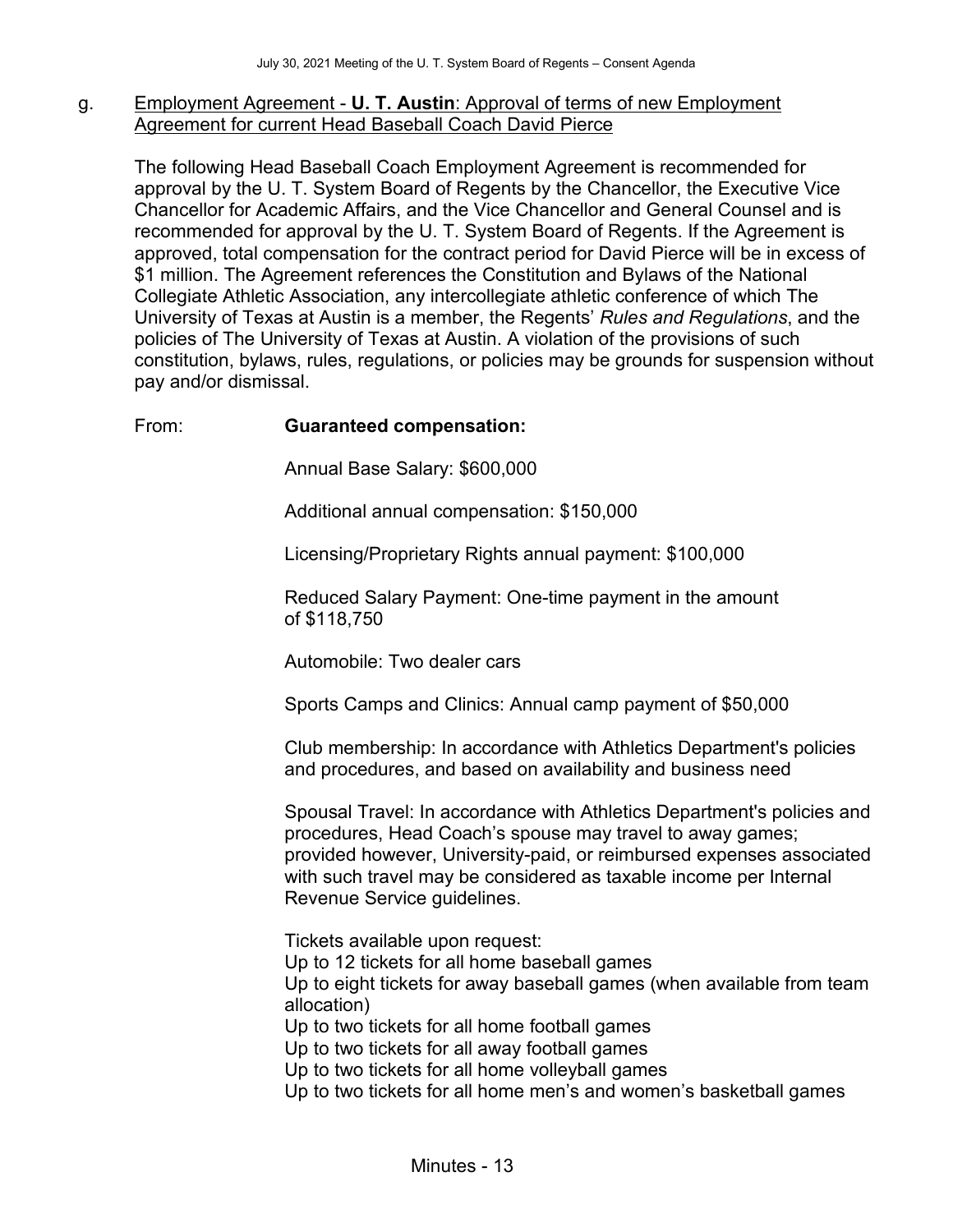g. Employment Agreement - **U. T. Austin**: Approval of terms of new Employment Agreement for current Head Baseball Coach David Pierce

The following Head Baseball Coach Employment Agreement is recommended for approval by the U. T. System Board of Regents by the Chancellor, the Executive Vice Chancellor for Academic Affairs, and the Vice Chancellor and General Counsel and is recommended for approval by the U. T. System Board of Regents. If the Agreement is approved, total compensation for the contract period for David Pierce will be in excess of \$1 million. The Agreement references the Constitution and Bylaws of the National Collegiate Athletic Association, any intercollegiate athletic conference of which The University of Texas at Austin is a member, the Regents' *Rules and Regulations*, and the policies of The University of Texas at Austin. A violation of the provisions of such constitution, bylaws, rules, regulations, or policies may be grounds for suspension without pay and/or dismissal.

From: **Guaranteed compensation:**

Annual Base Salary: \$600,000

Additional annual compensation: \$150,000

Licensing/Proprietary Rights annual payment: \$100,000

Reduced Salary Payment: One-time payment in the amount of \$118,750

Automobile: Two dealer cars

Sports Camps and Clinics: Annual camp payment of \$50,000

Club membership: In accordance with Athletics Department's policies and procedures, and based on availability and business need

Spousal Travel: In accordance with Athletics Department's policies and procedures, Head Coach's spouse may travel to away games; provided however, University-paid, or reimbursed expenses associated with such travel may be considered as taxable income per Internal Revenue Service guidelines.

Tickets available upon request:
Up to 12 tickets for all home baseball games
Up to eight tickets for away baseball games (when available from team allocation)
Up to two tickets for all home football games
Up to two tickets for all away football games
Up to two tickets for all home volleyball games
Up to two tickets for all home men's and women's basketball games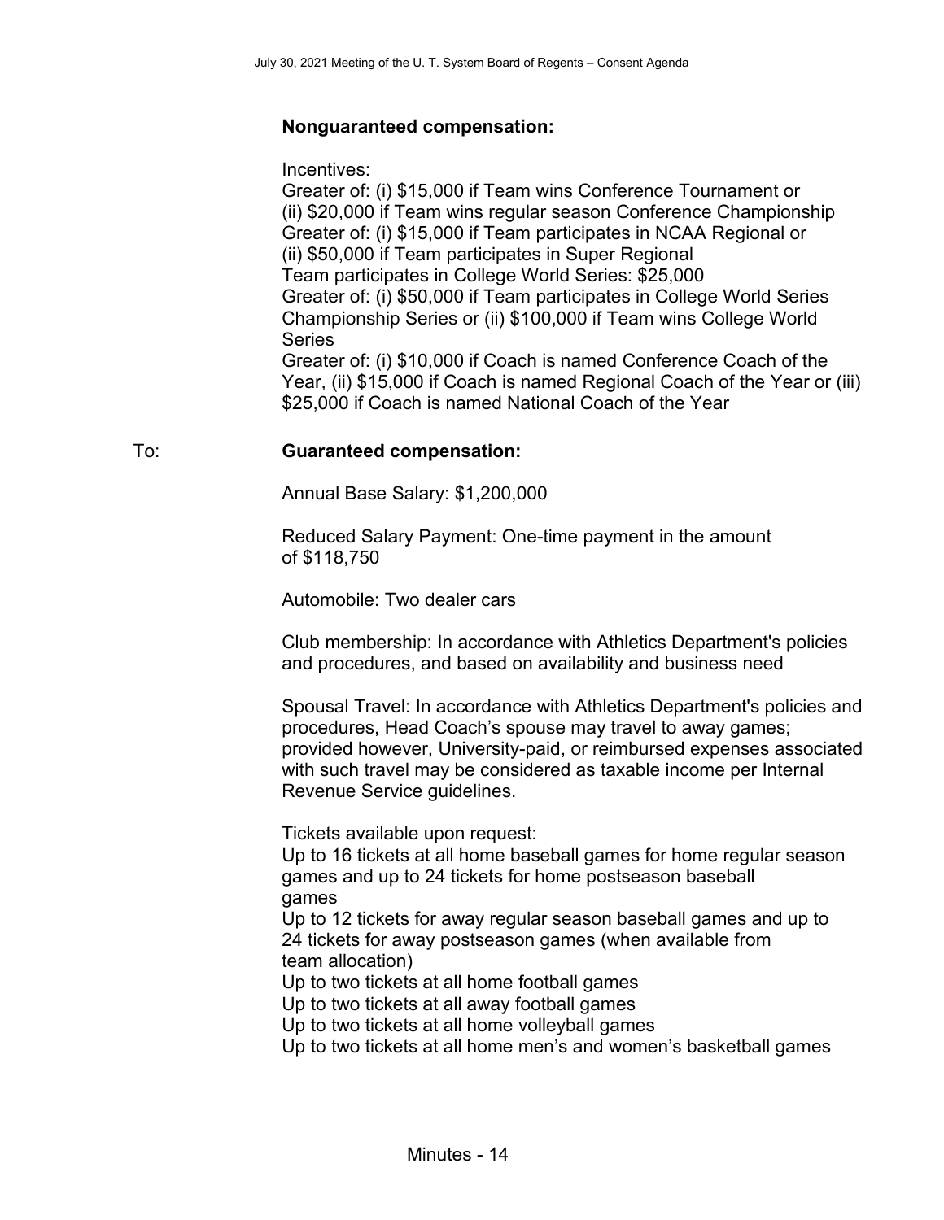**Nonguaranteed compensation:**

Incentives:
Greater of: (i) $15,000 if Team wins Conference Tournament or (ii) $20,000 if Team wins regular season Conference Championship
Greater of: (i) $15,000 if Team participates in NCAA Regional or (ii) $50,000 if Team participates in Super Regional
Team participates in College World Series: $25,000
Greater of: (i) $50,000 if Team participates in College World Series Championship Series or (ii) $100,000 if Team wins College World Series
Greater of: (i) $10,000 if Coach is named Conference Coach of the Year, (ii) $15,000 if Coach is named Regional Coach of the Year or (iii) $25,000 if Coach is named National Coach of the Year

To: **Guaranteed compensation:**

Annual Base Salary: $1,200,000

Reduced Salary Payment: One-time payment in the amount of $118,750

Automobile: Two dealer cars

Club membership: In accordance with Athletics Department's policies and procedures, and based on availability and business need

Spousal Travel: In accordance with Athletics Department's policies and procedures, Head Coach's spouse may travel to away games; provided however, University-paid, or reimbursed expenses associated with such travel may be considered as taxable income per Internal Revenue Service guidelines.

Tickets available upon request:
Up to 16 tickets at all home baseball games for home regular season games and up to 24 tickets for home postseason baseball games
Up to 12 tickets for away regular season baseball games and up to 24 tickets for away postseason games (when available from team allocation)
Up to two tickets at all home football games
Up to two tickets at all away football games
Up to two tickets at all home volleyball games
Up to two tickets at all home men's and women's basketball games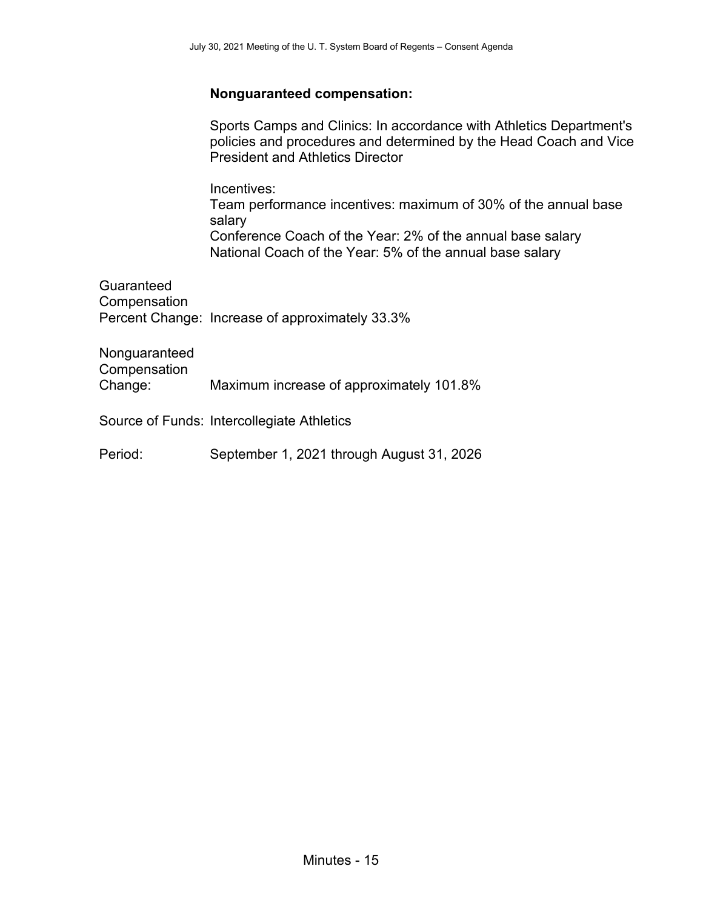**Nonguaranteed compensation:**

Sports Camps and Clinics: In accordance with Athletics Department's policies and procedures and determined by the Head Coach and Vice President and Athletics Director

Incentives:
Team performance incentives: maximum of 30% of the annual base salary
Conference Coach of the Year: 2% of the annual base salary
National Coach of the Year: 5% of the annual base salary

Guaranteed Compensation Percent Change: Increase of approximately 33.3%

Nonguaranteed Compensation Change: Maximum increase of approximately 101.8%

Source of Funds: Intercollegiate Athletics

Period: September 1, 2021 through August 31, 2026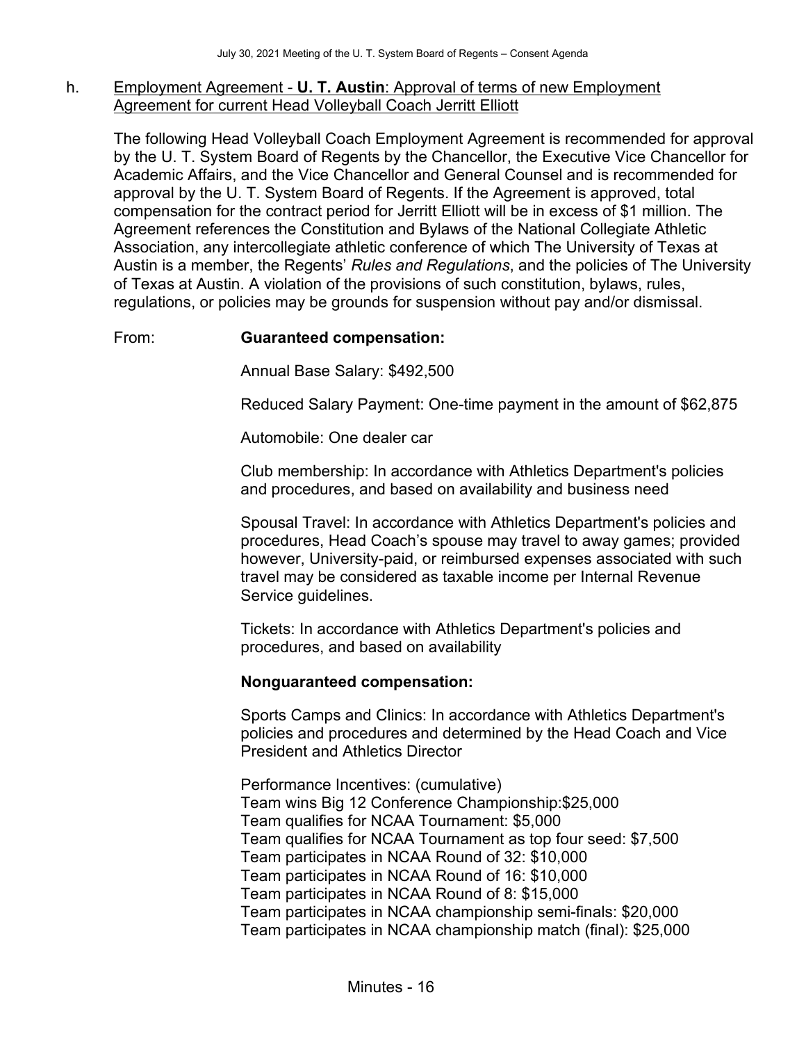h. Employment Agreement - **U. T. Austin**: Approval of terms of new Employment Agreement for current Head Volleyball Coach Jerritt Elliott

The following Head Volleyball Coach Employment Agreement is recommended for approval by the U. T. System Board of Regents by the Chancellor, the Executive Vice Chancellor for Academic Affairs, and the Vice Chancellor and General Counsel and is recommended for approval by the U. T. System Board of Regents. If the Agreement is approved, total compensation for the contract period for Jerritt Elliott will be in excess of $1 million. The Agreement references the Constitution and Bylaws of the National Collegiate Athletic Association, any intercollegiate athletic conference of which The University of Texas at Austin is a member, the Regents' *Rules and Regulations*, and the policies of The University of Texas at Austin. A violation of the provisions of such constitution, bylaws, rules, regulations, or policies may be grounds for suspension without pay and/or dismissal.

From: **Guaranteed compensation:**

Annual Base Salary: $492,500

Reduced Salary Payment: One-time payment in the amount of $62,875

Automobile: One dealer car

Club membership: In accordance with Athletics Department's policies and procedures, and based on availability and business need

Spousal Travel: In accordance with Athletics Department's policies and procedures, Head Coach's spouse may travel to away games; provided however, University-paid, or reimbursed expenses associated with such travel may be considered as taxable income per Internal Revenue Service guidelines.

Tickets: In accordance with Athletics Department's policies and procedures, and based on availability

**Nonguaranteed compensation:**

Sports Camps and Clinics: In accordance with Athletics Department's policies and procedures and determined by the Head Coach and Vice President and Athletics Director

Performance Incentives: (cumulative)
Team wins Big 12 Conference Championship:$25,000
Team qualifies for NCAA Tournament: $5,000
Team qualifies for NCAA Tournament as top four seed: $7,500
Team participates in NCAA Round of 32: $10,000
Team participates in NCAA Round of 16: $10,000
Team participates in NCAA Round of 8: $15,000
Team participates in NCAA championship semi-finals: $20,000
Team participates in NCAA championship match (final): $25,000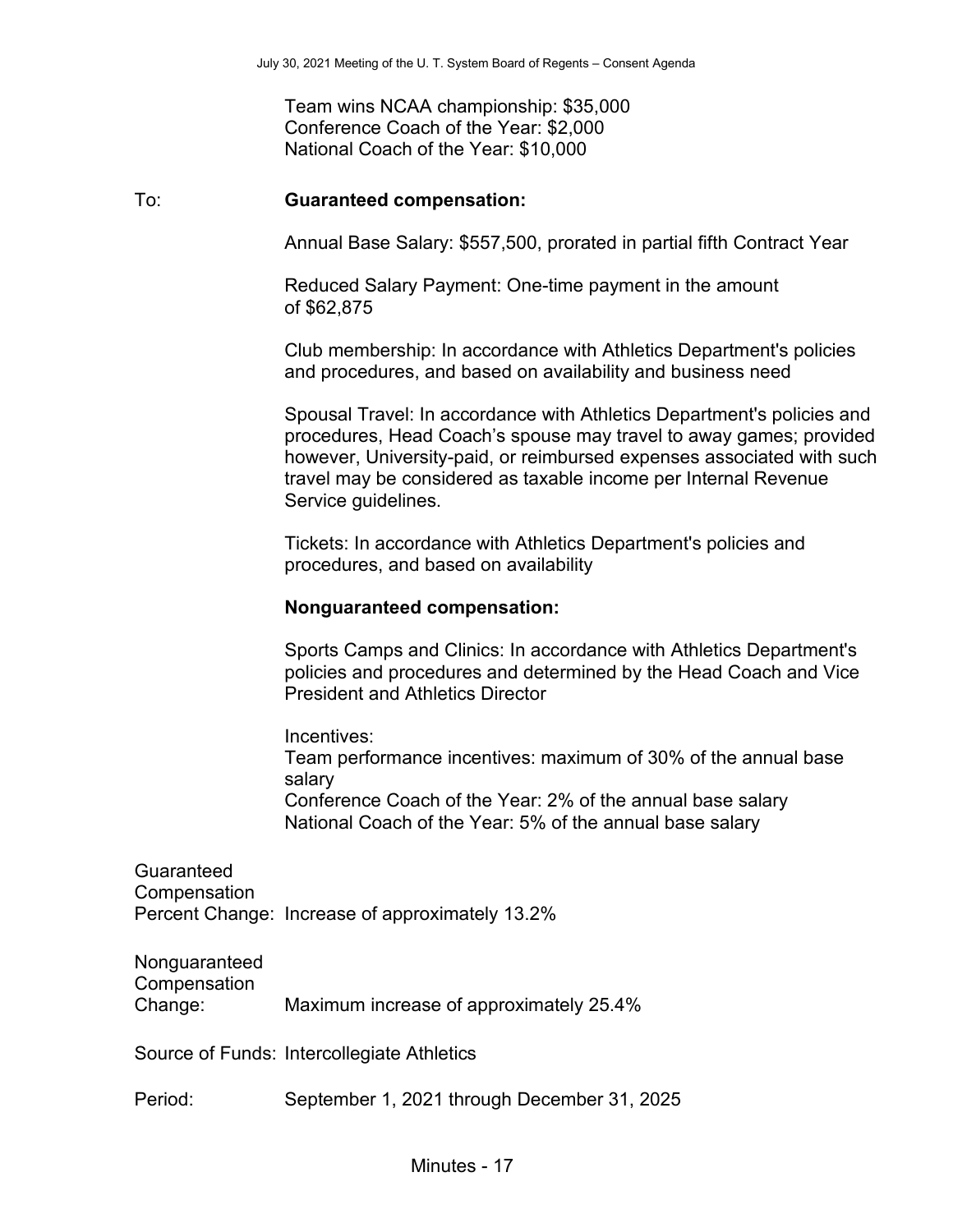Team wins NCAA championship: $35,000
Conference Coach of the Year: $2,000
National Coach of the Year: $10,000

To: **Guaranteed compensation:**

Annual Base Salary: $557,500, prorated in partial fifth Contract Year

Reduced Salary Payment: One-time payment in the amount of $62,875

Club membership: In accordance with Athletics Department's policies and procedures, and based on availability and business need

Spousal Travel: In accordance with Athletics Department's policies and procedures, Head Coach's spouse may travel to away games; provided however, University-paid, or reimbursed expenses associated with such travel may be considered as taxable income per Internal Revenue Service guidelines.

Tickets: In accordance with Athletics Department's policies and procedures, and based on availability

**Nonguaranteed compensation:**

Sports Camps and Clinics: In accordance with Athletics Department's policies and procedures and determined by the Head Coach and Vice President and Athletics Director

Incentives:
Team performance incentives: maximum of 30% of the annual base salary
Conference Coach of the Year: 2% of the annual base salary
National Coach of the Year: 5% of the annual base salary

Guaranteed Compensation Percent Change: Increase of approximately 13.2%

Nonguaranteed Compensation Change: Maximum increase of approximately 25.4%

Source of Funds: Intercollegiate Athletics

Period: September 1, 2021 through December 31, 2025